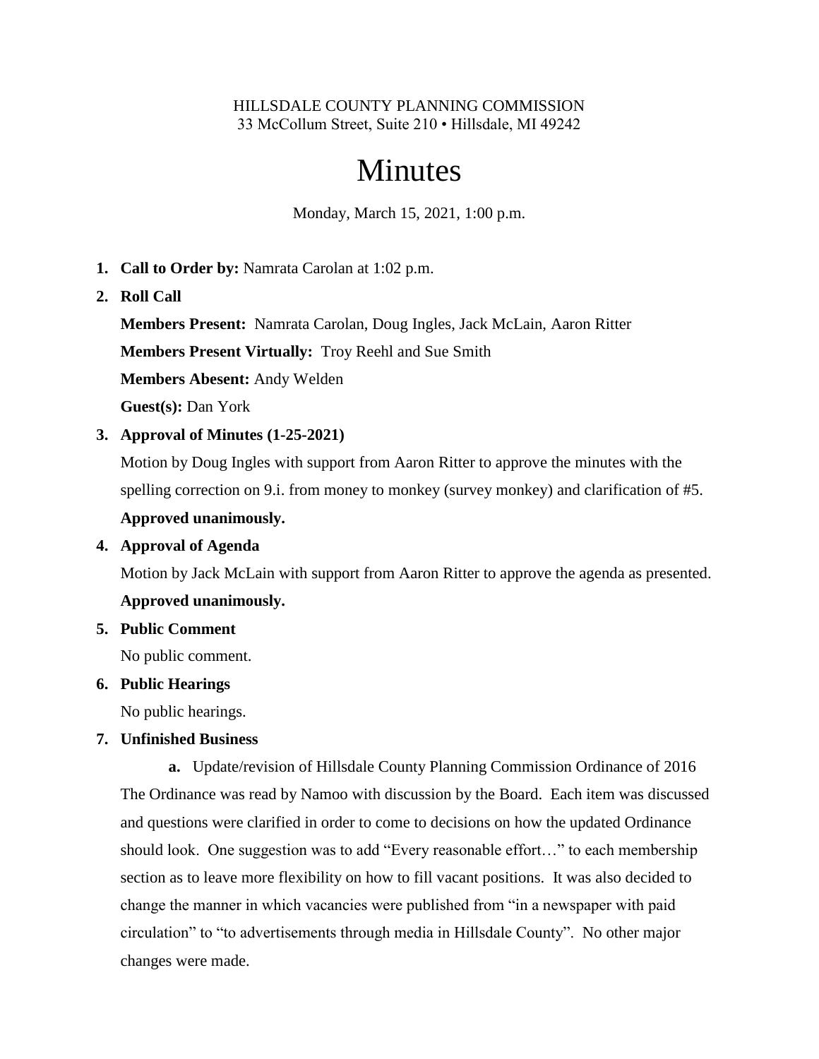HILLSDALE COUNTY PLANNING COMMISSION
33 McCollum Street, Suite 210 • Hillsdale, MI 49242

# Minutes

Monday, March 15, 2021, 1:00 p.m.

1. **Call to Order by:** Namrata Carolan at 1:02 p.m.
2. **Roll Call**

   **Members Present:** Namrata Carolan, Doug Ingles, Jack McLain, Aaron Ritter

   **Members Present Virtually:** Troy Reehl and Sue Smith

   **Members Abesent:** Andy Welden

   **Guest(s):** Dan York
3. **Approval of Minutes (1-25-2021)**

   Motion by Doug Ingles with support from Aaron Ritter to approve the minutes with the spelling correction on 9.i. from money to monkey (survey monkey) and clarification of #5.

   **Approved unanimously.**
4. **Approval of Agenda**

   Motion by Jack McLain with support from Aaron Ritter to approve the agenda as presented.

   **Approved unanimously.**
5. **Public Comment**

   No public comment.
6. **Public Hearings**

   No public hearings.
7. **Unfinished Business**

   **a.** Update/revision of Hillsdale County Planning Commission Ordinance of 2016

   The Ordinance was read by Namoo with discussion by the Board. Each item was discussed and questions were clarified in order to come to decisions on how the updated Ordinance should look. One suggestion was to add "Every reasonable effort…" to each membership section as to leave more flexibility on how to fill vacant positions. It was also decided to change the manner in which vacancies were published from "in a newspaper with paid circulation" to "to advertisements through media in Hillsdale County". No other major changes were made.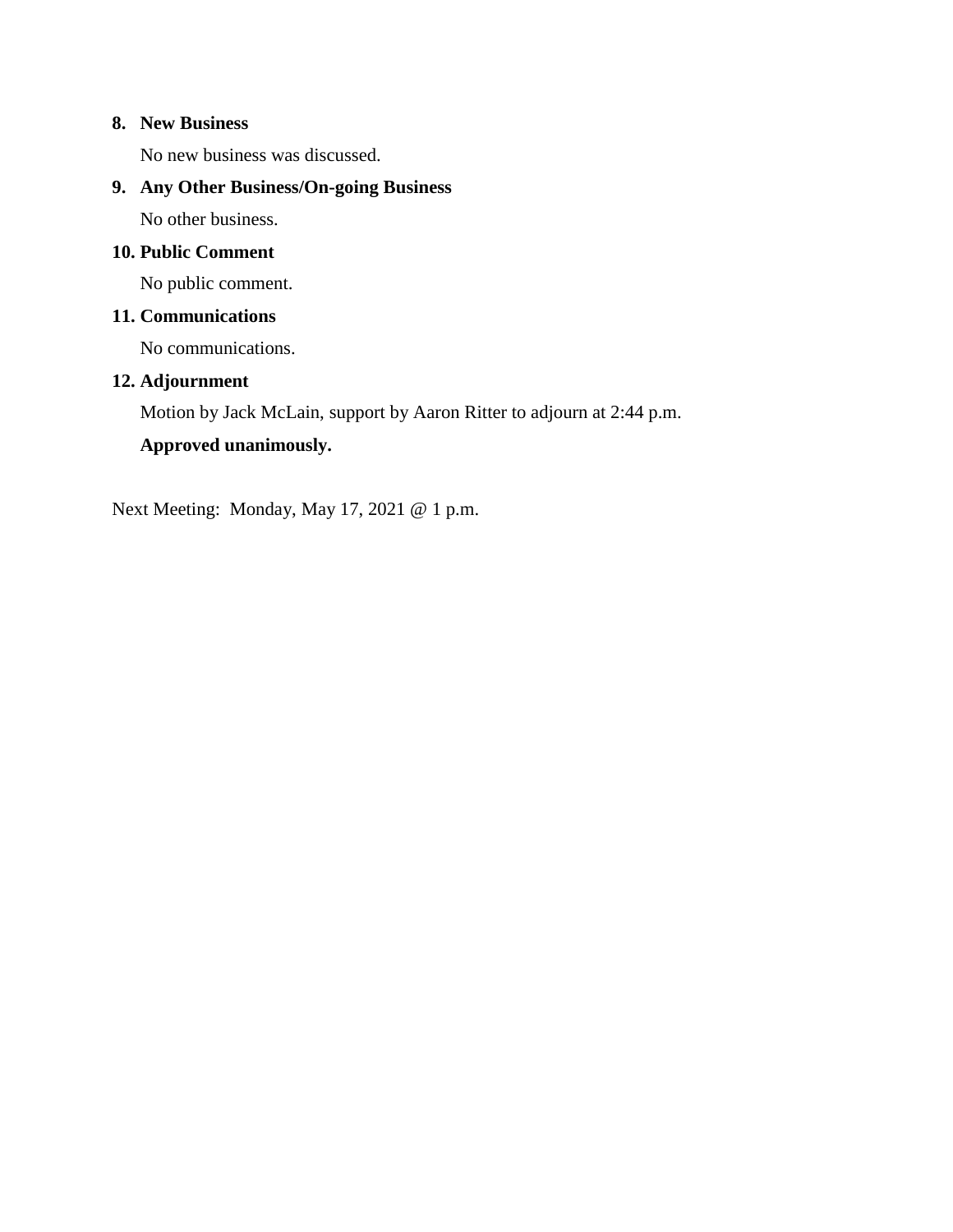**8. New Business**

No new business was discussed.

**9. Any Other Business/On-going Business**

No other business.

**10. Public Comment**

No public comment.

**11. Communications**

No communications.

**12. Adjournment**

Motion by Jack McLain, support by Aaron Ritter to adjourn at 2:44 p.m.

**Approved unanimously.**

Next Meeting: Monday, May 17, 2021 @ 1 p.m.